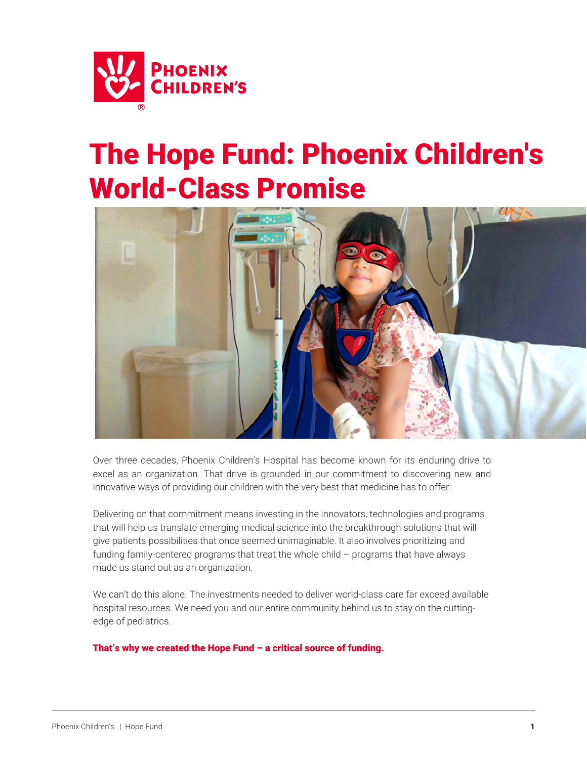# The Hope Fund: Phoenix Children's World-Class Promise

Over three decades, Phoenix Children's Hospital has become known for its enduring drive to excel as an organization. That drive is grounded in our commitment to discovering new and innovative ways of providing our children with the very best that medicine has to offer.

Delivering on that commitment means investing in the innovators, technologies and programs that will help us translate emerging medical science into the breakthrough solutions that will give patients possibilities that once seemed unimaginable. It also involves prioritizing and funding family-centered programs that treat the whole child – programs that have always made us stand out as an organization.

We can't do this alone. The investments needed to deliver world-class care far exceed available hospital resources. We need you and our entire community behind us to stay on the cutting-edge of pediatrics.

**That's why we created the Hope Fund – a critical source of funding.**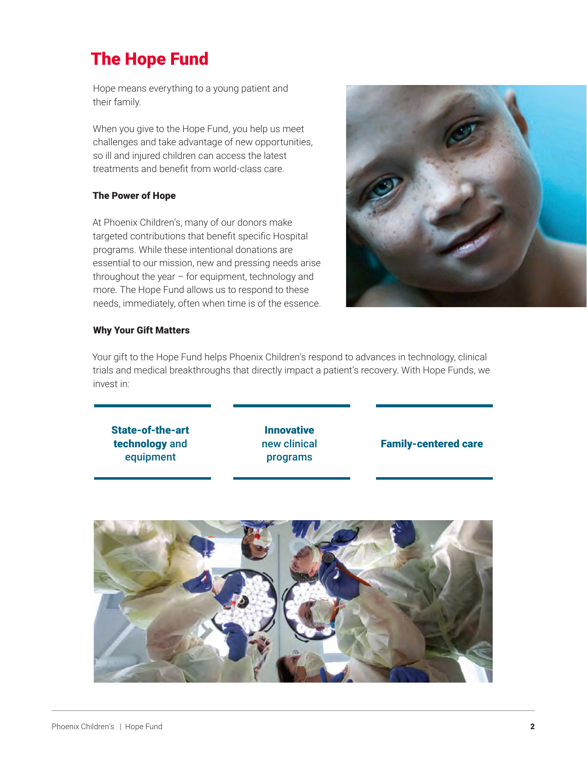# The Hope Fund

Hope means everything to a young patient and their family.

When you give to the Hope Fund, you help us meet challenges and take advantage of new opportunities, so ill and injured children can access the latest treatments and benefit from world-class care.

### The Power of Hope

At Phoenix Children's, many of our donors make targeted contributions that benefit specific Hospital programs. While these intentional donations are essential to our mission, new and pressing needs arise throughout the year – for equipment, technology and more. The Hope Fund allows us to respond to these needs, immediately, often when time is of the essence.

### Why Your Gift Matters

Your gift to the Hope Fund helps Phoenix Children's respond to advances in technology, clinical trials and medical breakthroughs that directly impact a patient's recovery. With Hope Funds, we invest in:

- **State-of-the-art technology** and equipment
- **Innovative** new clinical programs
- **Family-centered care**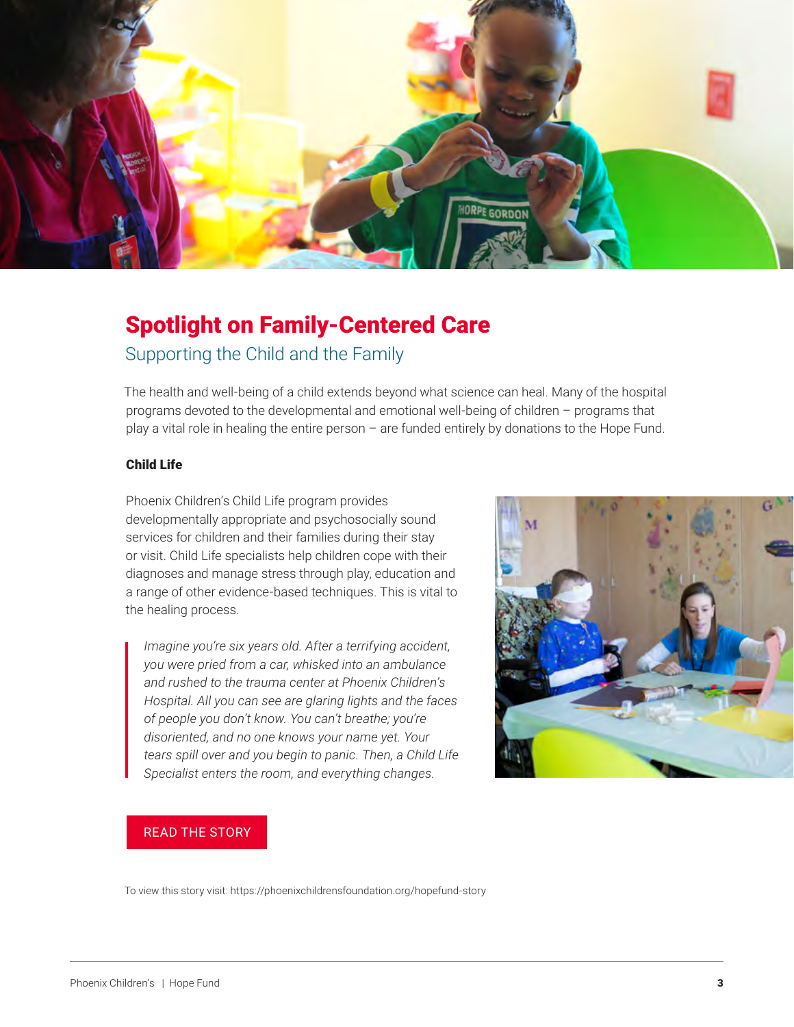## Spotlight on Family-Centered Care

### Supporting the Child and the Family

The health and well-being of a child extends beyond what science can heal. Many of the hospital programs devoted to the developmental and emotional well-being of children – programs that play a vital role in healing the entire person – are funded entirely by donations to the Hope Fund.

**Child Life**

Phoenix Children's Child Life program provides developmentally appropriate and psychosocially sound services for children and their families during their stay or visit. Child Life specialists help children cope with their diagnoses and manage stress through play, education and a range of other evidence-based techniques. This is vital to the healing process.

> *Imagine you're six years old. After a terrifying accident, you were pried from a car, whisked into an ambulance and rushed to the trauma center at Phoenix Children's Hospital. All you can see are glaring lights and the faces of people you don't know. You can't breathe; you're disoriented, and no one knows your name yet. Your tears spill over and you begin to panic. Then, a Child Life Specialist enters the room, and everything changes.*

READ THE STORY

To view this story visit: https://phoenixchildrensfoundation.org/hopefund-story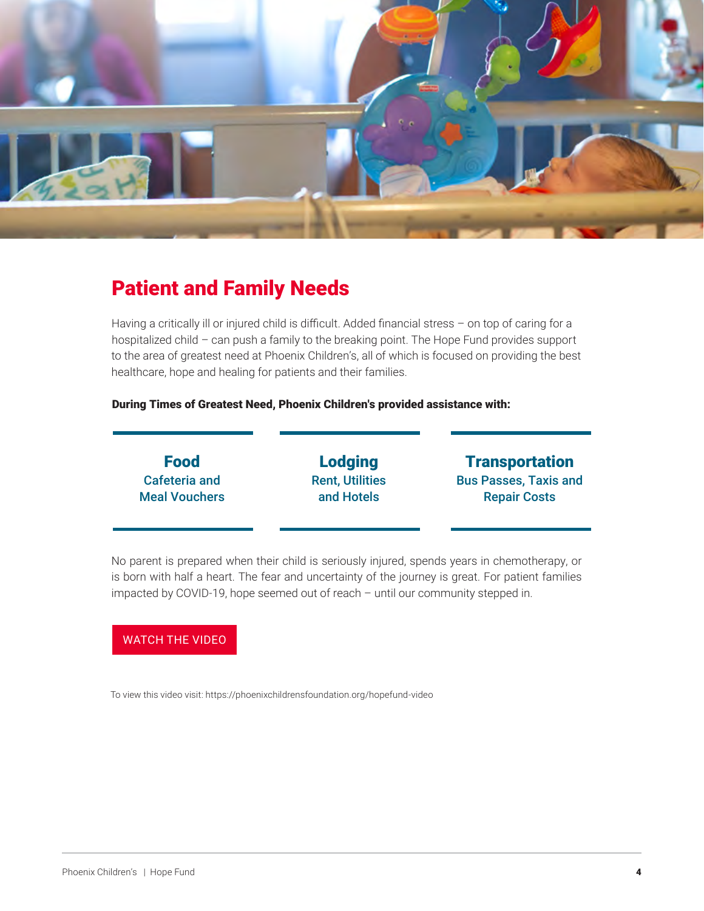## Patient and Family Needs

Having a critically ill or injured child is difficult. Added financial stress – on top of caring for a hospitalized child – can push a family to the breaking point. The Hope Fund provides support to the area of greatest need at Phoenix Children's, all of which is focused on providing the best healthcare, hope and healing for patients and their families.

**During Times of Greatest Need, Phoenix Children's provided assistance with:**

**Food**
Cafeteria and Meal Vouchers

**Lodging**
Rent, Utilities and Hotels

**Transportation**
Bus Passes, Taxis and Repair Costs

No parent is prepared when their child is seriously injured, spends years in chemotherapy, or is born with half a heart. The fear and uncertainty of the journey is great. For patient families impacted by COVID-19, hope seemed out of reach – until our community stepped in.

WATCH THE VIDEO

To view this video visit: https://phoenixchildrensfoundation.org/hopefund-video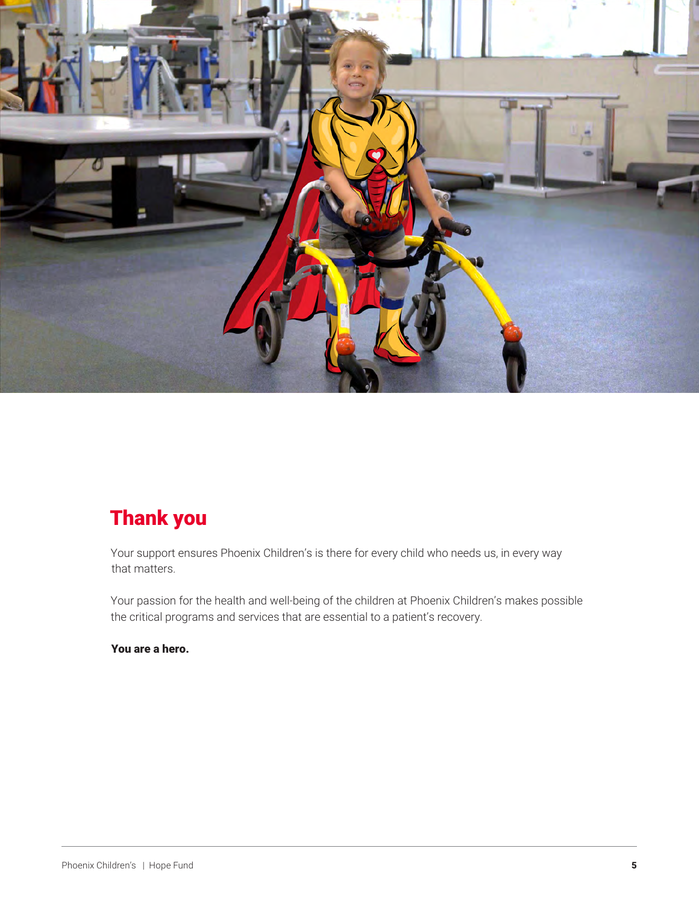## Thank you

Your support ensures Phoenix Children's is there for every child who needs us, in every way that matters.

Your passion for the health and well-being of the children at Phoenix Children's makes possible the critical programs and services that are essential to a patient's recovery.

**You are a hero.**